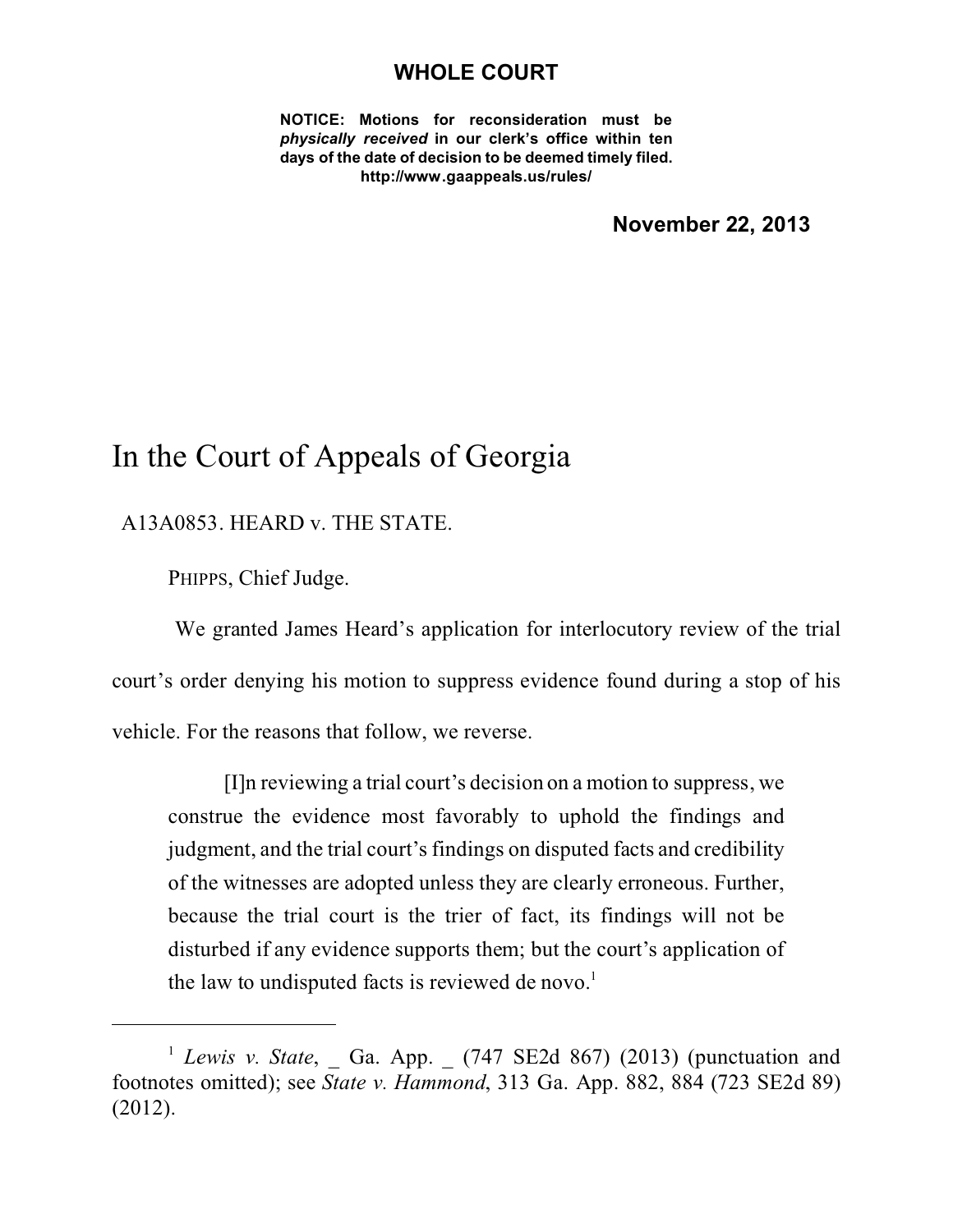**WHOLE COURT**

**NOTICE: Motions for reconsideration must be *physically received* in our clerk's office within ten days of the date of decision to be deemed timely filed.**
**http://www.gaappeals.us/rules/**

**November 22, 2013**

# In the Court of Appeals of Georgia

A13A0853. HEARD v. THE STATE.

PHIPPS, Chief Judge.

We granted James Heard's application for interlocutory review of the trial court's order denying his motion to suppress evidence found during a stop of his vehicle. For the reasons that follow, we reverse.

> [I]n reviewing a trial court's decision on a motion to suppress, we construe the evidence most favorably to uphold the findings and judgment, and the trial court's findings on disputed facts and credibility of the witnesses are adopted unless they are clearly erroneous. Further, because the trial court is the trier of fact, its findings will not be disturbed if any evidence supports them; but the court's application of the law to undisputed facts is reviewed de novo.[1]

---

[1] *Lewis v. State*, _ Ga. App. _ (747 SE2d 867) (2013) (punctuation and footnotes omitted); see *State v. Hammond*, 313 Ga. App. 882, 884 (723 SE2d 89) (2012).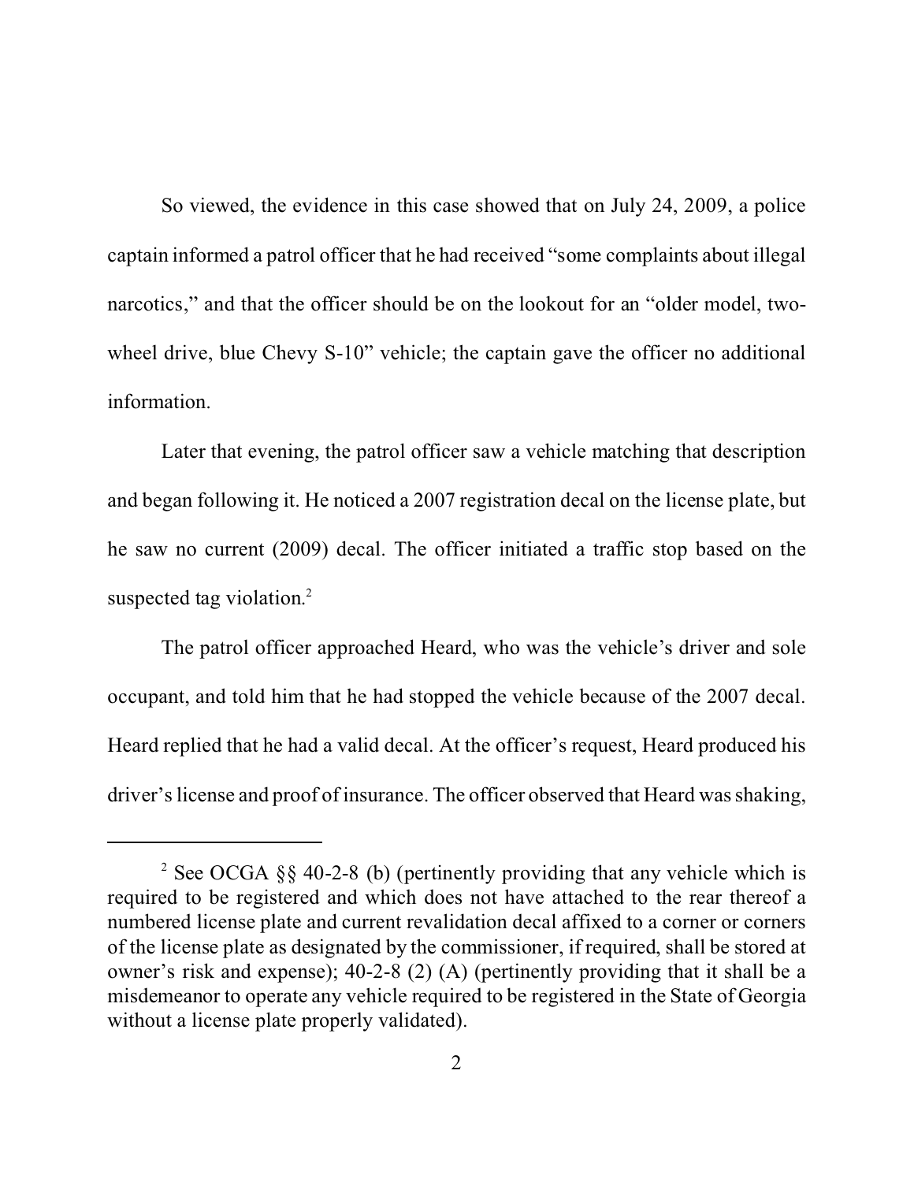So viewed, the evidence in this case showed that on July 24, 2009, a police captain informed a patrol officer that he had received "some complaints about illegal narcotics," and that the officer should be on the lookout for an "older model, two-wheel drive, blue Chevy S-10" vehicle; the captain gave the officer no additional information.

Later that evening, the patrol officer saw a vehicle matching that description and began following it. He noticed a 2007 registration decal on the license plate, but he saw no current (2009) decal. The officer initiated a traffic stop based on the suspected tag violation.[2]

The patrol officer approached Heard, who was the vehicle's driver and sole occupant, and told him that he had stopped the vehicle because of the 2007 decal. Heard replied that he had a valid decal. At the officer's request, Heard produced his driver's license and proof of insurance. The officer observed that Heard was shaking,

---

[2] See OCGA §§ 40-2-8 (b) (pertinently providing that any vehicle which is required to be registered and which does not have attached to the rear thereof a numbered license plate and current revalidation decal affixed to a corner or corners of the license plate as designated by the commissioner, if required, shall be stored at owner's risk and expense); 40-2-8 (2) (A) (pertinently providing that it shall be a misdemeanor to operate any vehicle required to be registered in the State of Georgia without a license plate properly validated).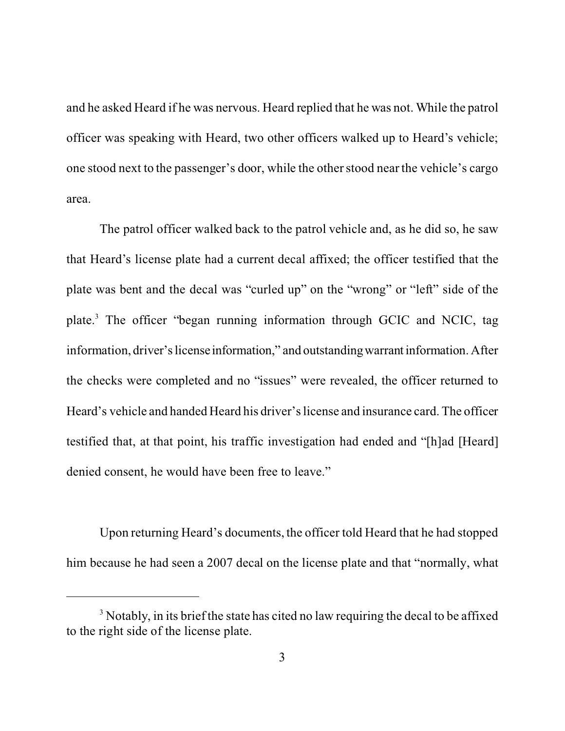and he asked Heard if he was nervous. Heard replied that he was not. While the patrol officer was speaking with Heard, two other officers walked up to Heard's vehicle; one stood next to the passenger's door, while the other stood near the vehicle's cargo area.

The patrol officer walked back to the patrol vehicle and, as he did so, he saw that Heard's license plate had a current decal affixed; the officer testified that the plate was bent and the decal was "curled up" on the "wrong" or "left" side of the plate.[3] The officer "began running information through GCIC and NCIC, tag information, driver's license information," and outstanding warrant information. After the checks were completed and no "issues" were revealed, the officer returned to Heard's vehicle and handed Heard his driver's license and insurance card. The officer testified that, at that point, his traffic investigation had ended and "[h]ad [Heard] denied consent, he would have been free to leave."

Upon returning Heard's documents, the officer told Heard that he had stopped him because he had seen a 2007 decal on the license plate and that "normally, what

---

[3] Notably, in its brief the state has cited no law requiring the decal to be affixed to the right side of the license plate.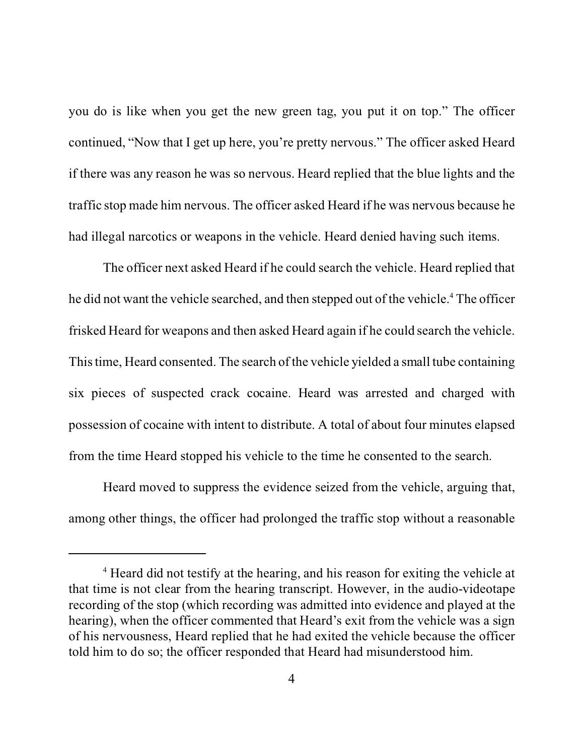you do is like when you get the new green tag, you put it on top." The officer continued, "Now that I get up here, you're pretty nervous." The officer asked Heard if there was any reason he was so nervous. Heard replied that the blue lights and the traffic stop made him nervous. The officer asked Heard if he was nervous because he had illegal narcotics or weapons in the vehicle. Heard denied having such items.

The officer next asked Heard if he could search the vehicle. Heard replied that he did not want the vehicle searched, and then stepped out of the vehicle.[4] The officer frisked Heard for weapons and then asked Heard again if he could search the vehicle. This time, Heard consented. The search of the vehicle yielded a small tube containing six pieces of suspected crack cocaine. Heard was arrested and charged with possession of cocaine with intent to distribute. A total of about four minutes elapsed from the time Heard stopped his vehicle to the time he consented to the search.

Heard moved to suppress the evidence seized from the vehicle, arguing that, among other things, the officer had prolonged the traffic stop without a reasonable

---

[4] Heard did not testify at the hearing, and his reason for exiting the vehicle at that time is not clear from the hearing transcript. However, in the audio-videotape recording of the stop (which recording was admitted into evidence and played at the hearing), when the officer commented that Heard's exit from the vehicle was a sign of his nervousness, Heard replied that he had exited the vehicle because the officer told him to do so; the officer responded that Heard had misunderstood him.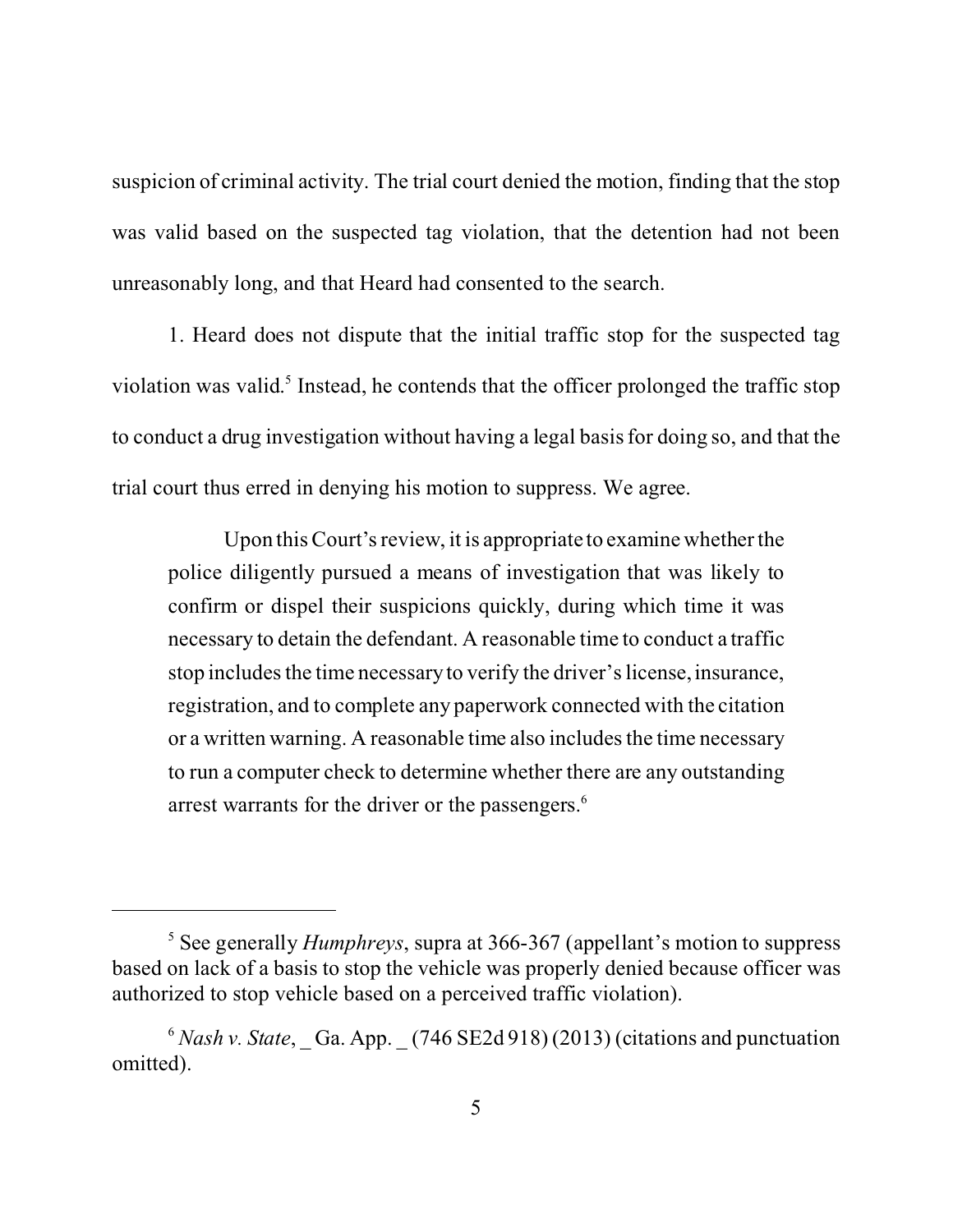suspicion of criminal activity. The trial court denied the motion, finding that the stop was valid based on the suspected tag violation, that the detention had not been unreasonably long, and that Heard had consented to the search.

1. Heard does not dispute that the initial traffic stop for the suspected tag violation was valid.[5] Instead, he contends that the officer prolonged the traffic stop to conduct a drug investigation without having a legal basis for doing so, and that the trial court thus erred in denying his motion to suppress. We agree.

> Upon this Court's review, it is appropriate to examine whether the police diligently pursued a means of investigation that was likely to confirm or dispel their suspicions quickly, during which time it was necessary to detain the defendant. A reasonable time to conduct a traffic stop includes the time necessary to verify the driver's license, insurance, registration, and to complete any paperwork connected with the citation or a written warning. A reasonable time also includes the time necessary to run a computer check to determine whether there are any outstanding arrest warrants for the driver or the passengers.[6]

---

[5] See generally *Humphreys*, supra at 366-367 (appellant's motion to suppress based on lack of a basis to stop the vehicle was properly denied because officer was authorized to stop vehicle based on a perceived traffic violation).

[6] *Nash v. State*, _ Ga. App. _ (746 SE2d 918) (2013) (citations and punctuation omitted).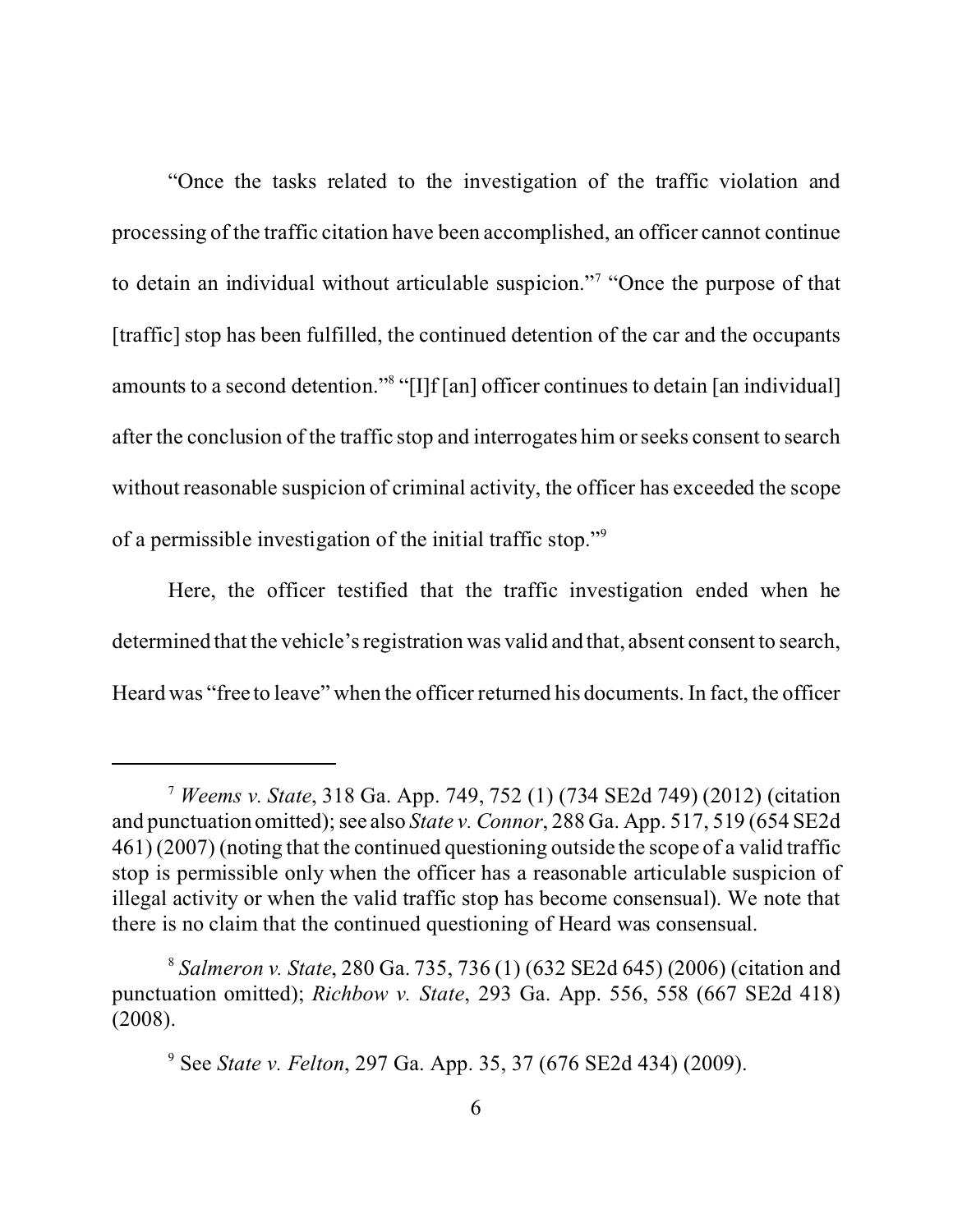"Once the tasks related to the investigation of the traffic violation and processing of the traffic citation have been accomplished, an officer cannot continue to detain an individual without articulable suspicion."[7] "Once the purpose of that [traffic] stop has been fulfilled, the continued detention of the car and the occupants amounts to a second detention."[8] "[I]f [an] officer continues to detain [an individual] after the conclusion of the traffic stop and interrogates him or seeks consent to search without reasonable suspicion of criminal activity, the officer has exceeded the scope of a permissible investigation of the initial traffic stop."[9]

Here, the officer testified that the traffic investigation ended when he determined that the vehicle's registration was valid and that, absent consent to search, Heard was "free to leave" when the officer returned his documents. In fact, the officer

---

[7] *Weems v. State*, 318 Ga. App. 749, 752 (1) (734 SE2d 749) (2012) (citation and punctuation omitted); see also *State v. Connor*, 288 Ga. App. 517, 519 (654 SE2d 461) (2007) (noting that the continued questioning outside the scope of a valid traffic stop is permissible only when the officer has a reasonable articulable suspicion of illegal activity or when the valid traffic stop has become consensual). We note that there is no claim that the continued questioning of Heard was consensual.

[8] *Salmeron v. State*, 280 Ga. 735, 736 (1) (632 SE2d 645) (2006) (citation and punctuation omitted); *Richbow v. State*, 293 Ga. App. 556, 558 (667 SE2d 418) (2008).

[9] See *State v. Felton*, 297 Ga. App. 35, 37 (676 SE2d 434) (2009).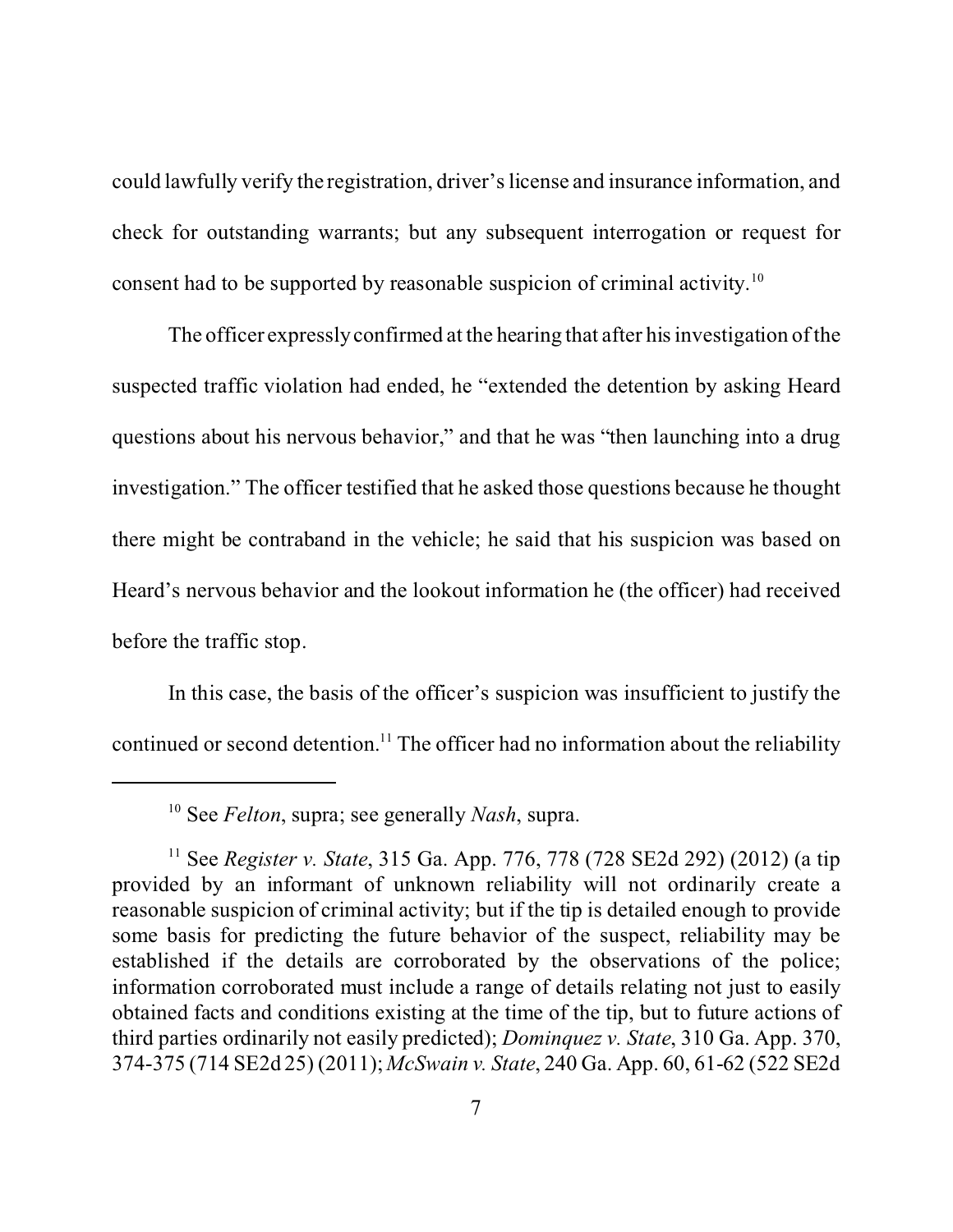could lawfully verify the registration, driver's license and insurance information, and check for outstanding warrants; but any subsequent interrogation or request for consent had to be supported by reasonable suspicion of criminal activity.[10]

The officer expressly confirmed at the hearing that after his investigation of the suspected traffic violation had ended, he "extended the detention by asking Heard questions about his nervous behavior," and that he was "then launching into a drug investigation." The officer testified that he asked those questions because he thought there might be contraband in the vehicle; he said that his suspicion was based on Heard's nervous behavior and the lookout information he (the officer) had received before the traffic stop.

In this case, the basis of the officer's suspicion was insufficient to justify the continued or second detention.[11] The officer had no information about the reliability

---

[10] See *Felton*, supra; see generally *Nash*, supra.

[11] See *Register v. State*, 315 Ga. App. 776, 778 (728 SE2d 292) (2012) (a tip provided by an informant of unknown reliability will not ordinarily create a reasonable suspicion of criminal activity; but if the tip is detailed enough to provide some basis for predicting the future behavior of the suspect, reliability may be established if the details are corroborated by the observations of the police; information corroborated must include a range of details relating not just to easily obtained facts and conditions existing at the time of the tip, but to future actions of third parties ordinarily not easily predicted); *Dominquez v. State*, 310 Ga. App. 370, 374-375 (714 SE2d 25) (2011); *McSwain v. State*, 240 Ga. App. 60, 61-62 (522 SE2d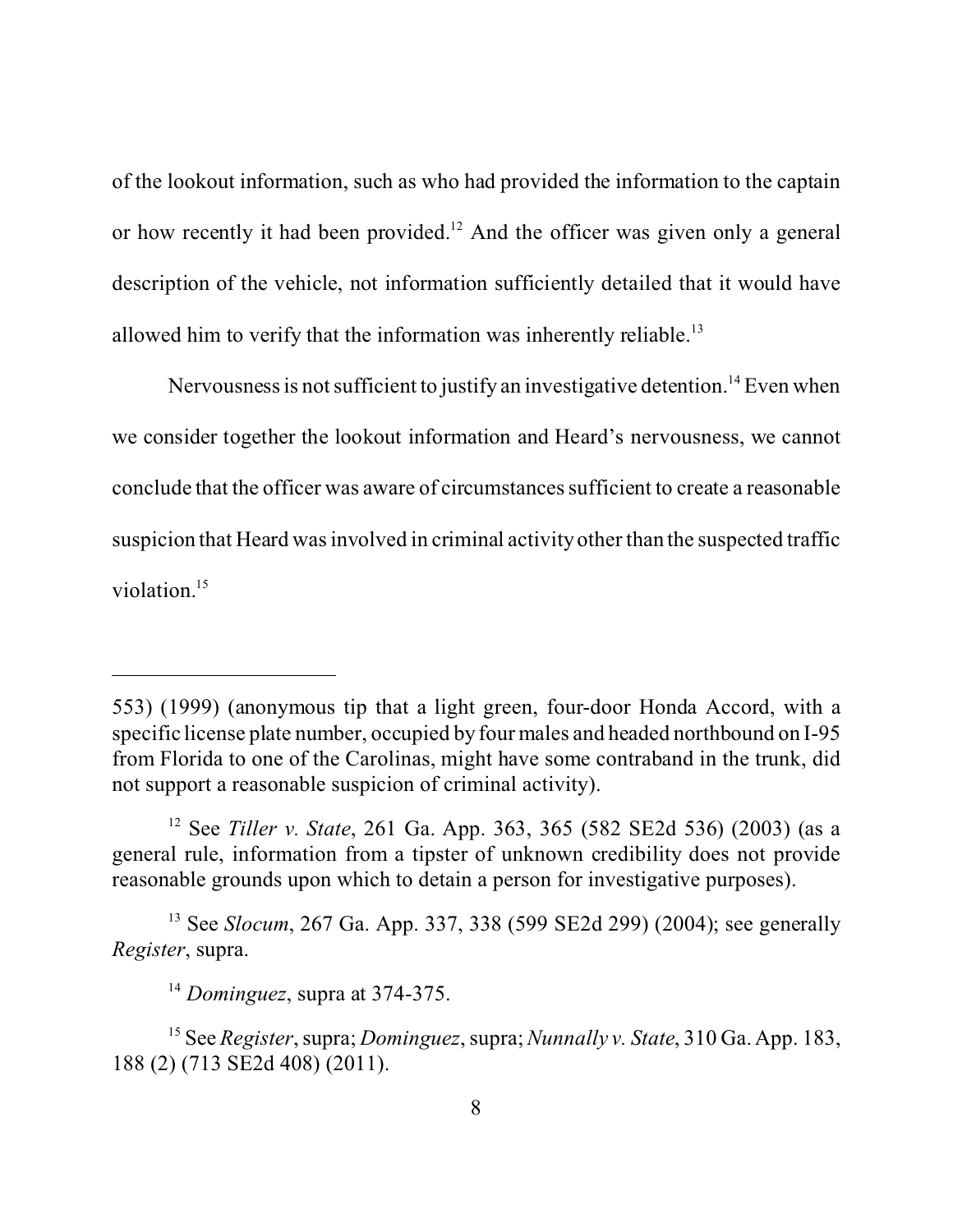of the lookout information, such as who had provided the information to the captain or how recently it had been provided.[12] And the officer was given only a general description of the vehicle, not information sufficiently detailed that it would have allowed him to verify that the information was inherently reliable.[13]

Nervousness is not sufficient to justify an investigative detention.[14] Even when we consider together the lookout information and Heard's nervousness, we cannot conclude that the officer was aware of circumstances sufficient to create a reasonable suspicion that Heard was involved in criminal activity other than the suspected traffic violation.[15]

---

553) (1999) (anonymous tip that a light green, four-door Honda Accord, with a specific license plate number, occupied by four males and headed northbound on I-95 from Florida to one of the Carolinas, might have some contraband in the trunk, did not support a reasonable suspicion of criminal activity).

[12] See *Tiller v. State*, 261 Ga. App. 363, 365 (582 SE2d 536) (2003) (as a general rule, information from a tipster of unknown credibility does not provide reasonable grounds upon which to detain a person for investigative purposes).

[13] See *Slocum*, 267 Ga. App. 337, 338 (599 SE2d 299) (2004); see generally *Register*, supra.

[14] *Dominguez*, supra at 374-375.

[15] See *Register*, supra; *Dominguez*, supra; *Nunnally v. State*, 310 Ga. App. 183, 188 (2) (713 SE2d 408) (2011).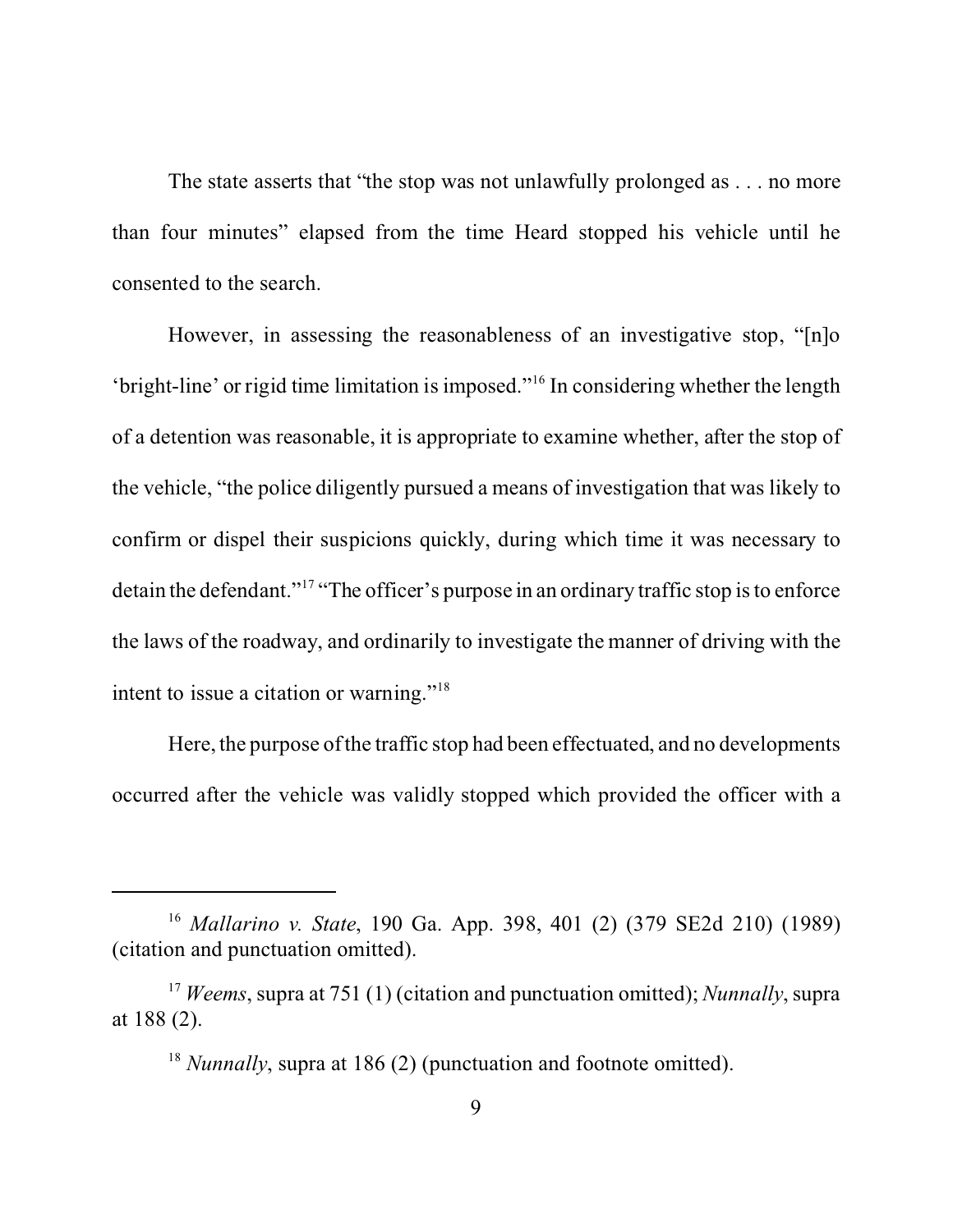The state asserts that "the stop was not unlawfully prolonged as . . . no more than four minutes" elapsed from the time Heard stopped his vehicle until he consented to the search.

However, in assessing the reasonableness of an investigative stop, "[n]o 'bright-line' or rigid time limitation is imposed."[16] In considering whether the length of a detention was reasonable, it is appropriate to examine whether, after the stop of the vehicle, "the police diligently pursued a means of investigation that was likely to confirm or dispel their suspicions quickly, during which time it was necessary to detain the defendant."[17] "The officer's purpose in an ordinary traffic stop is to enforce the laws of the roadway, and ordinarily to investigate the manner of driving with the intent to issue a citation or warning."[18]

Here, the purpose of the traffic stop had been effectuated, and no developments occurred after the vehicle was validly stopped which provided the officer with a

---

[16] *Mallarino v. State*, 190 Ga. App. 398, 401 (2) (379 SE2d 210) (1989) (citation and punctuation omitted).

[17] *Weems*, supra at 751 (1) (citation and punctuation omitted); *Nunnally*, supra at 188 (2).

[18] *Nunnally*, supra at 186 (2) (punctuation and footnote omitted).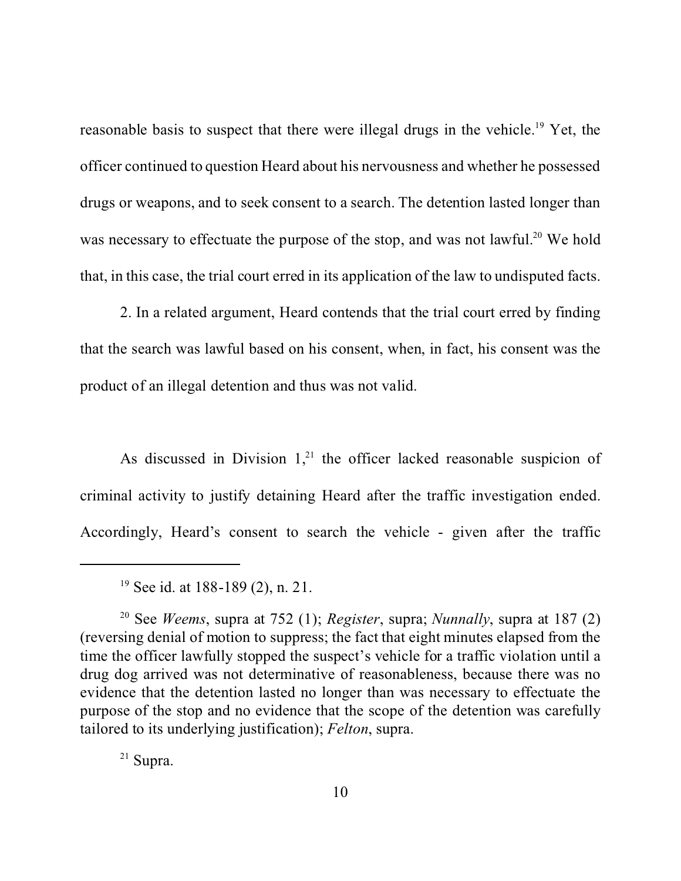reasonable basis to suspect that there were illegal drugs in the vehicle.[19] Yet, the officer continued to question Heard about his nervousness and whether he possessed drugs or weapons, and to seek consent to a search. The detention lasted longer than was necessary to effectuate the purpose of the stop, and was not lawful.[20] We hold that, in this case, the trial court erred in its application of the law to undisputed facts.

2. In a related argument, Heard contends that the trial court erred by finding that the search was lawful based on his consent, when, in fact, his consent was the product of an illegal detention and thus was not valid.

As discussed in Division 1,[21] the officer lacked reasonable suspicion of criminal activity to justify detaining Heard after the traffic investigation ended. Accordingly, Heard's consent to search the vehicle - given after the traffic

---

[19] See id. at 188-189 (2), n. 21.

[20] See *Weems*, supra at 752 (1); *Register*, supra; *Nunnally*, supra at 187 (2) (reversing denial of motion to suppress; the fact that eight minutes elapsed from the time the officer lawfully stopped the suspect's vehicle for a traffic violation until a drug dog arrived was not determinative of reasonableness, because there was no evidence that the detention lasted no longer than was necessary to effectuate the purpose of the stop and no evidence that the scope of the detention was carefully tailored to its underlying justification); *Felton*, supra.

[21] Supra.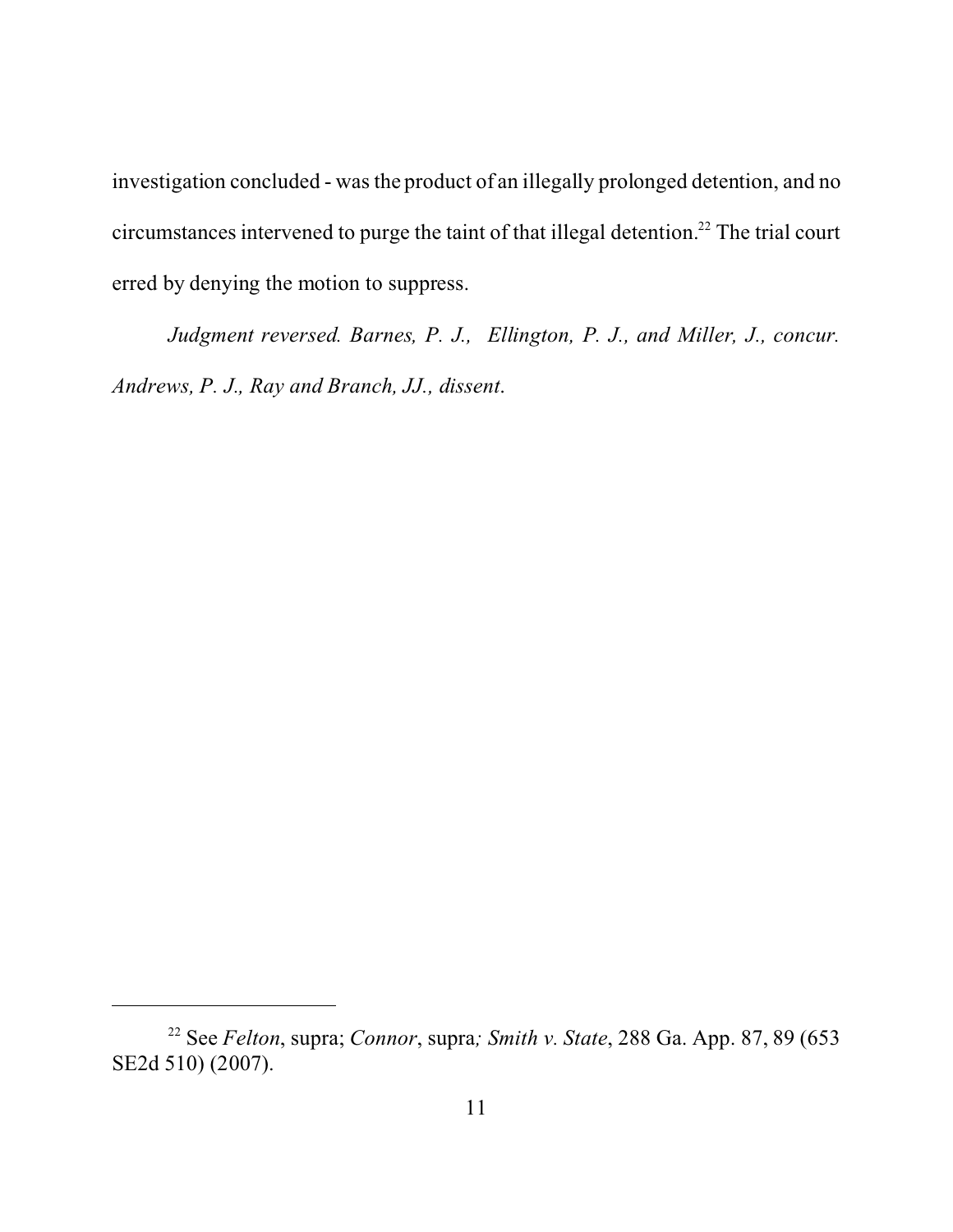investigation concluded - was the product of an illegally prolonged detention, and no circumstances intervened to purge the taint of that illegal detention.[22] The trial court erred by denying the motion to suppress.

*Judgment reversed. Barnes, P. J., Ellington, P. J., and Miller, J., concur. Andrews, P. J., Ray and Branch, JJ., dissent.*

---

[22] See *Felton*, supra; *Connor*, supra; *Smith v. State*, 288 Ga. App. 87, 89 (653 SE2d 510) (2007).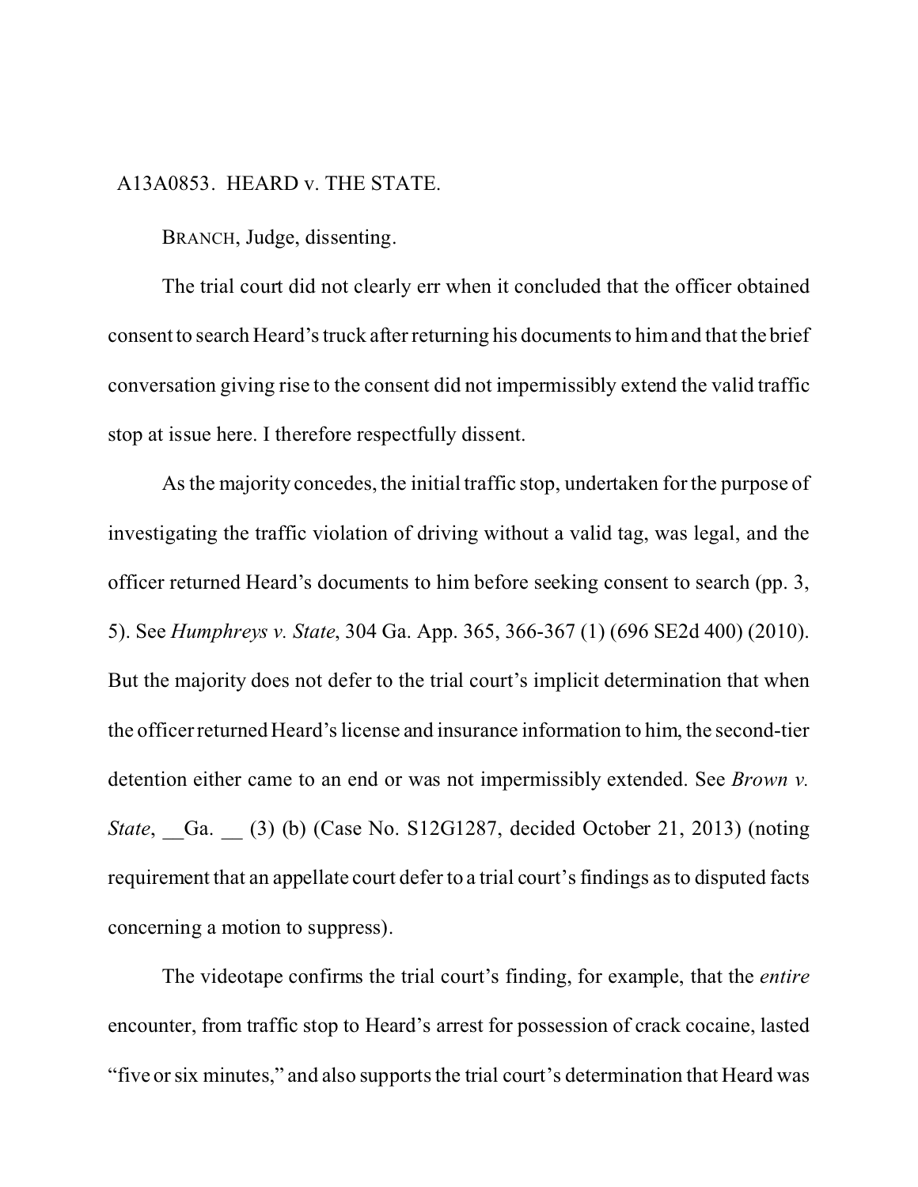A13A0853. HEARD v. THE STATE.

BRANCH, Judge, dissenting.

The trial court did not clearly err when it concluded that the officer obtained consent to search Heard's truck after returning his documents to him and that the brief conversation giving rise to the consent did not impermissibly extend the valid traffic stop at issue here. I therefore respectfully dissent.

As the majority concedes, the initial traffic stop, undertaken for the purpose of investigating the traffic violation of driving without a valid tag, was legal, and the officer returned Heard's documents to him before seeking consent to search (pp. 3, 5). See *Humphreys v. State*, 304 Ga. App. 365, 366-367 (1) (696 SE2d 400) (2010). But the majority does not defer to the trial court's implicit determination that when the officer returned Heard's license and insurance information to him, the second-tier detention either came to an end or was not impermissibly extended. See *Brown v. State*, __Ga. __ (3) (b) (Case No. S12G1287, decided October 21, 2013) (noting requirement that an appellate court defer to a trial court's findings as to disputed facts concerning a motion to suppress).

The videotape confirms the trial court's finding, for example, that the *entire* encounter, from traffic stop to Heard's arrest for possession of crack cocaine, lasted "five or six minutes," and also supports the trial court's determination that Heard was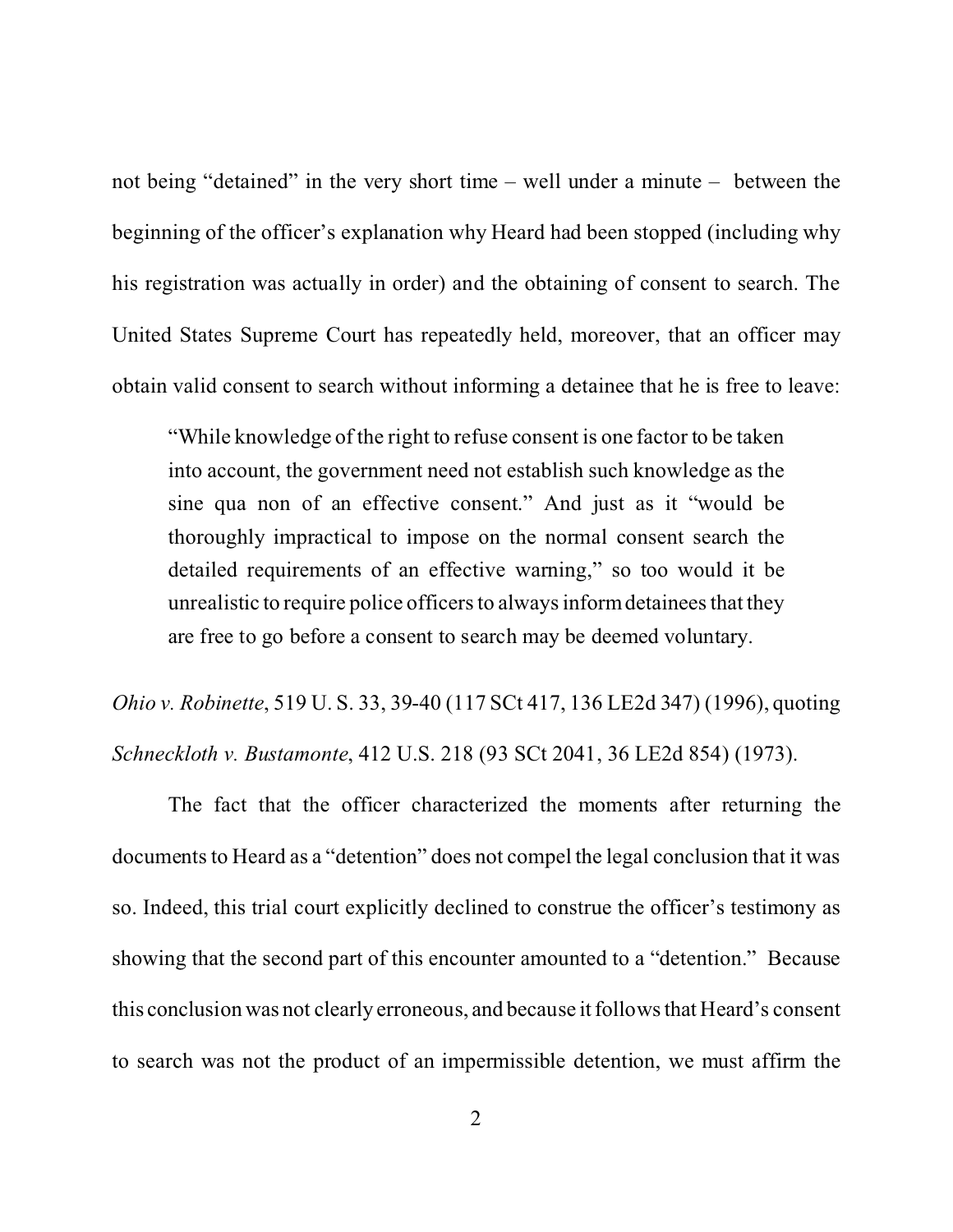not being "detained" in the very short time – well under a minute – between the beginning of the officer's explanation why Heard had been stopped (including why his registration was actually in order) and the obtaining of consent to search. The United States Supreme Court has repeatedly held, moreover, that an officer may obtain valid consent to search without informing a detainee that he is free to leave:

> "While knowledge of the right to refuse consent is one factor to be taken into account, the government need not establish such knowledge as the sine qua non of an effective consent." And just as it "would be thoroughly impractical to impose on the normal consent search the detailed requirements of an effective warning," so too would it be unrealistic to require police officers to always inform detainees that they are free to go before a consent to search may be deemed voluntary.

*Ohio v. Robinette*, 519 U. S. 33, 39-40 (117 SCt 417, 136 LE2d 347) (1996), quoting *Schneckloth v. Bustamonte*, 412 U.S. 218 (93 SCt 2041, 36 LE2d 854) (1973).

The fact that the officer characterized the moments after returning the documents to Heard as a "detention" does not compel the legal conclusion that it was so. Indeed, this trial court explicitly declined to construe the officer's testimony as showing that the second part of this encounter amounted to a "detention." Because this conclusion was not clearly erroneous, and because it follows that Heard's consent to search was not the product of an impermissible detention, we must affirm the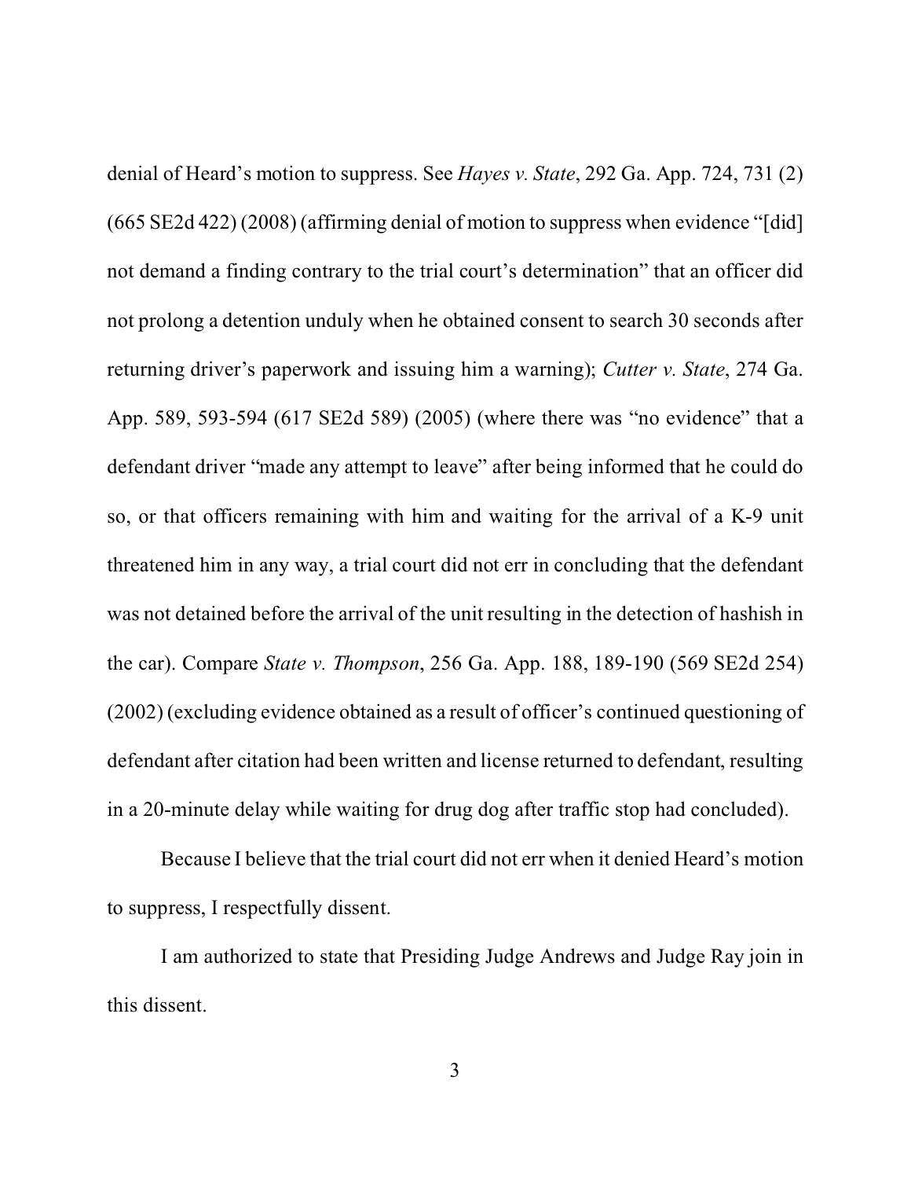denial of Heard's motion to suppress. See *Hayes v. State*, 292 Ga. App. 724, 731 (2) (665 SE2d 422) (2008) (affirming denial of motion to suppress when evidence "[did] not demand a finding contrary to the trial court's determination" that an officer did not prolong a detention unduly when he obtained consent to search 30 seconds after returning driver's paperwork and issuing him a warning); *Cutter v. State*, 274 Ga. App. 589, 593-594 (617 SE2d 589) (2005) (where there was "no evidence" that a defendant driver "made any attempt to leave" after being informed that he could do so, or that officers remaining with him and waiting for the arrival of a K-9 unit threatened him in any way, a trial court did not err in concluding that the defendant was not detained before the arrival of the unit resulting in the detection of hashish in the car). Compare *State v. Thompson*, 256 Ga. App. 188, 189-190 (569 SE2d 254) (2002) (excluding evidence obtained as a result of officer's continued questioning of defendant after citation had been written and license returned to defendant, resulting in a 20-minute delay while waiting for drug dog after traffic stop had concluded).

Because I believe that the trial court did not err when it denied Heard's motion to suppress, I respectfully dissent.

I am authorized to state that Presiding Judge Andrews and Judge Ray join in this dissent.